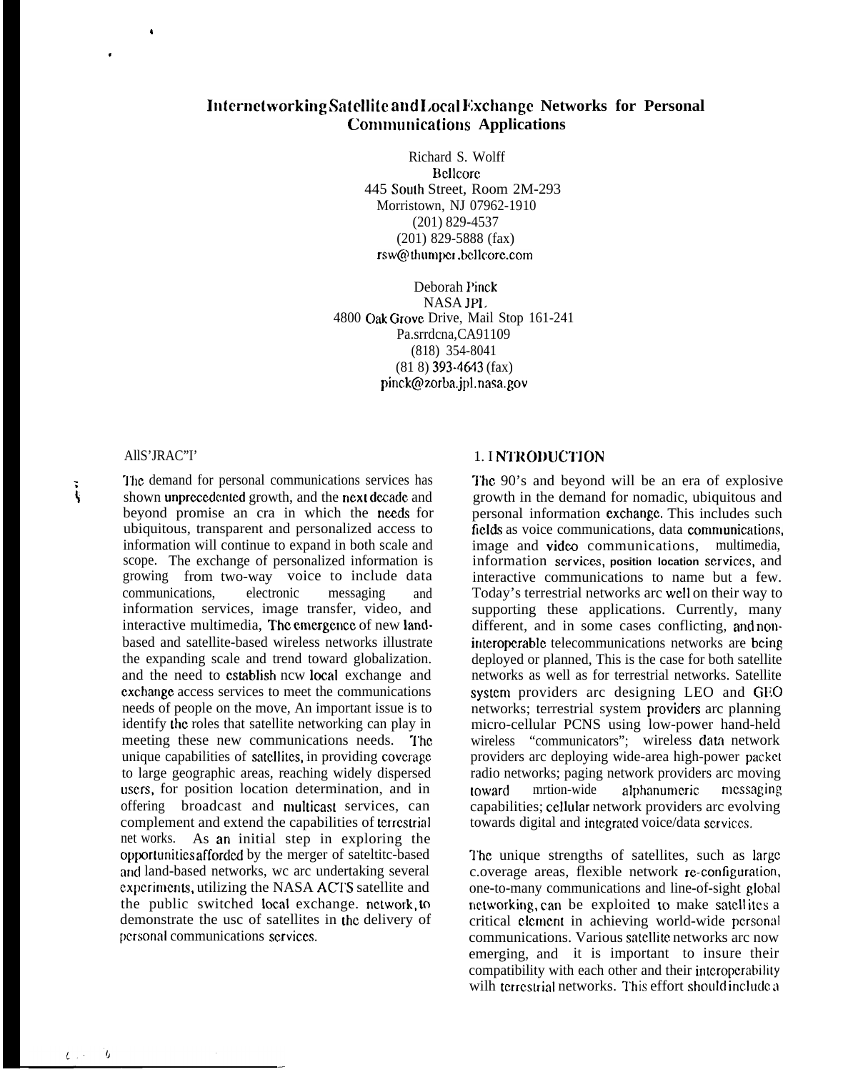# Internetworking Satellite and Local Exchange Networks for Personal Communications Applications

Richard S. Wolff
Bellcore
445 South Street, Room 2M-293
Morristown, NJ 07962-1910
(201) 829-4537
(201) 829-5888 (fax)
rsw@thumper.bellcore.com

Deborah Pinck
NASA JPL
4800 Oak Grove Drive, Mail Stop 161-241
Pasadena, CA 91109
(818) 354-8041
(818) 393-4643 (fax)
pinck@zorba.jpl.nasa.gov

## ABSTRACT

The demand for personal communications services has shown unprecedented growth, and the next decade and beyond promise an era in which the needs for ubiquitous, transparent and personalized access to information will continue to expand in both scale and scope. The exchange of personalized information is growing from two-way voice to include data communications, electronic messaging and information services, image transfer, video, and interactive multimedia. The emergence of new land-based and satellite-based wireless networks illustrate the expanding scale and trend toward globalization. and the need to establish new local exchange and exchange access services to meet the communications needs of people on the move, An important issue is to identify the roles that satellite networking can play in meeting these new communications needs. The unique capabilities of satellites, in providing coverage to large geographic areas, reaching widely dispersed users, for position location determination, and in offering broadcast and multicast services, can complement and extend the capabilities of terrestrial networks. As an initial step in exploring the opportunities afforded by the merger of satellite-based and land-based networks, we are undertaking several experiments, utilizing the NASA ACTS satellite and the public switched local exchange. network, to demonstrate the use of satellites in the delivery of personal communications services.

## 1. INTRODUCTION

The 90's and beyond will be an era of explosive growth in the demand for nomadic, ubiquitous and personal information exchange. This includes such fields as voice communications, data communications, image and video communications, multimedia, information services, position location services, and interactive communications to name but a few. Today's terrestrial networks are well on their way to supporting these applications. Currently, many different, and in some cases conflicting, and non-interoperable telecommunications networks are being deployed or planned, This is the case for both satellite networks as well as for terrestrial networks. Satellite system providers are designing LEO and GEO networks; terrestrial system providers are planning micro-cellular PCNS using low-power hand-held wireless "communicators"; wireless data network providers are deploying wide-area high-power packet radio networks; paging network providers are moving toward nation-wide alphanumeric messaging capabilities; cellular network providers are evolving towards digital and integrated voice/data services.

The unique strengths of satellites, such as large coverage areas, flexible network re-configuration, one-to-many communications and line-of-sight global networking, can be exploited to make satellites a critical element in achieving world-wide personal communications. Various satellite networks are now emerging, and it is important to insure their compatibility with each other and their interoperability with terrestrial networks. This effort should include a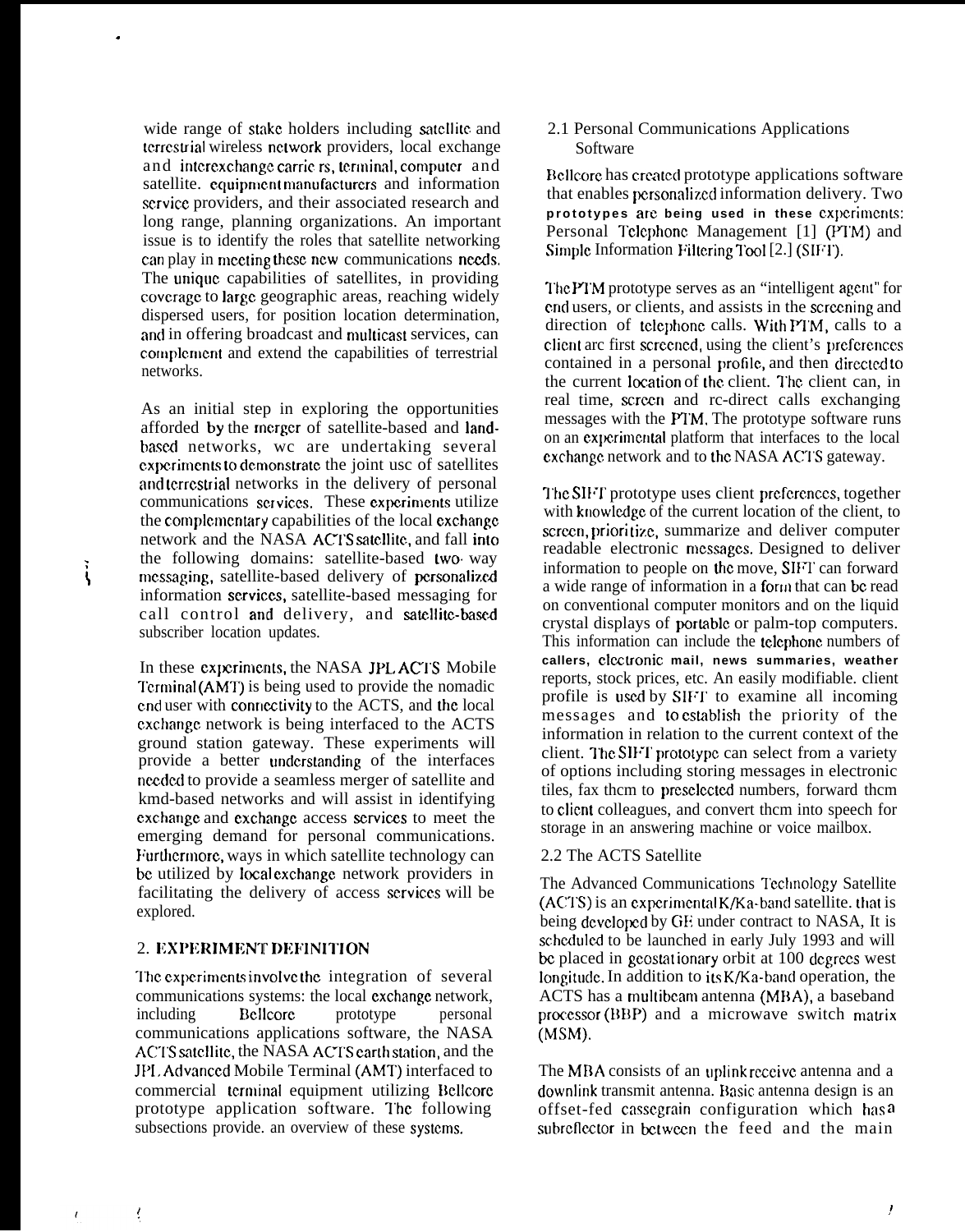wide range of stake holders including satellite and terrestrial wireless network providers, local exchange and interexchange carriers, terminal, computer and satellite. equipment manufacturers and information service providers, and their associated research and long range, planning organizations. An important issue is to identify the roles that satellite networking can play in meeting these new communications needs. The unique capabilities of satellites, in providing coverage to large geographic areas, reaching widely dispersed users, for position location determination, and in offering broadcast and multicast services, can complement and extend the capabilities of terrestrial networks.

As an initial step in exploring the opportunities afforded by the merger of satellite-based and land-based networks, we are undertaking several experiments to demonstrate the joint use of satellites and terrestrial networks in the delivery of personal communications services. These experiments utilize the complementary capabilities of the local exchange network and the NASA ACTS satellite, and fall into the following domains: satellite-based two-way messaging, satellite-based delivery of personalized information services, satellite-based messaging for call control and delivery, and satellite-based subscriber location updates.

In these experiments, the NASA JPL ACTS Mobile Terminal (AMT) is being used to provide the nomadic end user with connectivity to the ACTS, and the local exchange network is being interfaced to the ACTS ground station gateway. These experiments will provide a better understanding of the interfaces needed to provide a seamless merger of satellite and kmd-based networks and will assist in identifying exchange and exchange access services to meet the emerging demand for personal communications. Furthermore, ways in which satellite technology can be utilized by local exchange network providers in facilitating the delivery of access services will be explored.

## 2. EXPERIMENT DEFINITION

The experiments involve the integration of several communications systems: the local exchange network, including Bellcore prototype personal communications applications software, the NASA ACTS satellite, the NASA ACTS earth station, and the JPL Advanced Mobile Terminal (AMT) interfaced to commercial terminal equipment utilizing Bellcore prototype application software. The following subsections provide. an overview of these systems.

### 2.1 Personal Communications Applications Software

Bellcore has created prototype applications software that enables personalized information delivery. Two prototypes are being used in these experiments: Personal Telephone Management [1] (PTM) and Simple Information Filtering Tool [2.] (SIFT).

The PTM prototype serves as an "intelligent agent" for end users, or clients, and assists in the screening and direction of telephone calls. With PTM, calls to a client are first screened, using the client's preferences contained in a personal profile, and then directed to the current location of the client. The client can, in real time, screen and re-direct calls exchanging messages with the PTM. The prototype software runs on an experimental platform that interfaces to the local exchange network and to the NASA ACTS gateway.

The SIFT prototype uses client preferences, together with knowledge of the current location of the client, to screen, prioritize, summarize and deliver computer readable electronic messages. Designed to deliver information to people on the move, SIFT can forward a wide range of information in a form that can be read on conventional computer monitors and on the liquid crystal displays of portable or palm-top computers. This information can include the telephone numbers of callers, electronic mail, news summaries, weather reports, stock prices, etc. An easily modifiable. client profile is used by SIFT to examine all incoming messages and to establish the priority of the information in relation to the current context of the client. The SIFT prototype can select from a variety of options including storing messages in electronic tiles, fax them to preselected numbers, forward them to client colleagues, and convert them into speech for storage in an answering machine or voice mailbox.

### 2.2 The ACTS Satellite

The Advanced Communications Technology Satellite (ACTS) is an experimental K/Ka-band satellite. that is being developed by GE under contract to NASA, It is scheduled to be launched in early July 1993 and will be placed in geostationary orbit at 100 degrees west longitude. In addition to its K/Ka-band operation, the ACTS has a multibeam antenna (MBA), a baseband processor (BBP) and a microwave switch matrix (MSM).

The MBA consists of an uplink receive antenna and a downlink transmit antenna. Basic antenna design is an offset-fed cassegrain configuration which has a subreflector in between the feed and the main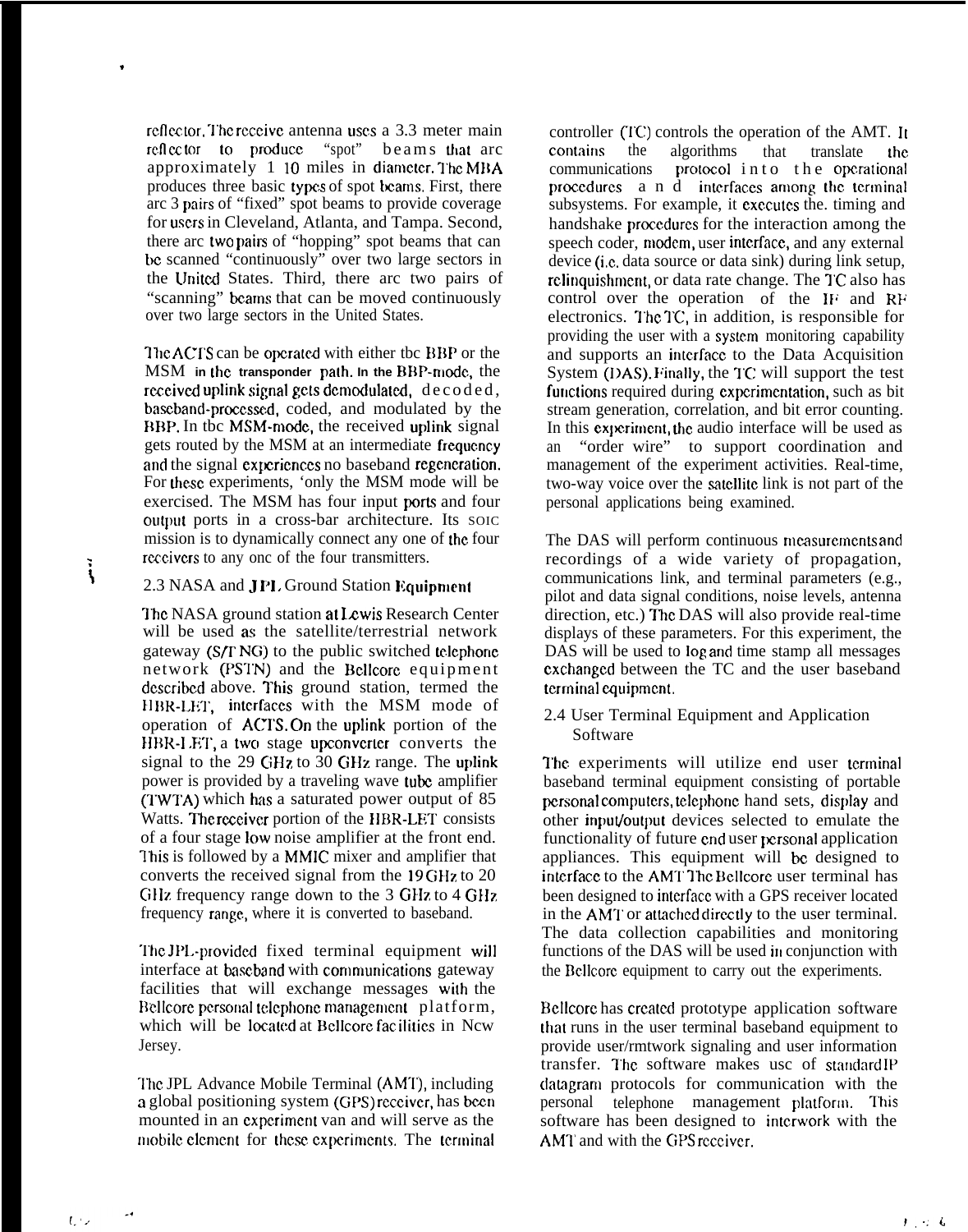reflector. The receive antenna uses a 3.3 meter main reflector to produce "spot" beams that arc approximately 1 10 miles in diameter. The MBA produces three basic types of spot beams. First, there arc 3 pairs of "fixed" spot beams to provide coverage for users in Cleveland, Atlanta, and Tampa. Second, there arc two pairs of "hopping" spot beams that can be scanned "continuously" over two large sectors in the United States. Third, there arc two pairs of "scanning" beams that can be moved continuously over two large sectors in the United States.

The ACTS can be operated with either tbc BBP or the MSM in the transponder path. In the BBP-mode, the received uplink signal gets demodulated, decoded, baseband-processed, coded, and modulated by the BBP. In tbc MSM-mode, the received uplink signal gets routed by the MSM at an intermediate frequency and the signal experiences no baseband regeneration. For these experiments, 'only the MSM mode will be exercised. The MSM has four input ports and four output ports in a cross-bar architecture. Its SOIC mission is to dynamically connect any one of the four receivers to any onc of the four transmitters.

### 2.3 NASA and JPL Ground Station Equipment

The NASA ground station at Lewis Research Center will be used as the satellite/terrestrial network gateway (S/T NG) to the public switched telephone network (PSTN) and the Bellcore equipment described above. This ground station, termed the HBR-LET, interfaces with the MSM mode of operation of ACTS. On the uplink portion of the HBR-LET, a two stage upconverter converts the signal to the 29 GHz to 30 GHz range. The uplink power is provided by a traveling wave tube amplifier (TWTA) which has a saturated power output of 85 Watts. The receiver portion of the HBR-LET consists of a four stage low noise amplifier at the front end. This is followed by a MMIC mixer and amplifier that converts the received signal from the 19 GHz to 20 GHz frequency range down to the 3 GHz to 4 GHz frequency range, where it is converted to baseband.

The JPL-provided fixed terminal equipment will interface at baseband with communications gateway facilities that will exchange messages with the Bellcore personal telephone management platform, which will be located at Bellcore facilities in Ncw Jersey.

The JPL Advance Mobile Terminal (AMT), including a global positioning system (GPS) receiver, has been mounted in an experiment van and will serve as the mobile element for these experiments. The terminal controller (TC) controls the operation of the AMT. It contains the algorithms that translate the communications protocol into the operational procedures and interfaces among the terminal subsystems. For example, it executes the. timing and handshake procedures for the interaction among the speech coder, modem, user interface, and any external device (i.e. data source or data sink) during link setup, relinquishment, or data rate change. The TC also has control over the operation of the IF and RF electronics. The TC, in addition, is responsible for providing the user with a system monitoring capability and supports an interface to the Data Acquisition System (DAS). Finally, the TC will support the test functions required during experimentation, such as bit stream generation, correlation, and bit error counting. In this experiment, the audio interface will be used as an "order wire" to support coordination and management of the experiment activities. Real-time, two-way voice over the satellite link is not part of the personal applications being examined.

The DAS will perform continuous measurements and recordings of a wide variety of propagation, communications link, and terminal parameters (e.g., pilot and data signal conditions, noise levels, antenna direction, etc.) The DAS will also provide real-time displays of these parameters. For this experiment, the DAS will be used to log and time stamp all messages exchanged between the TC and the user baseband terminal equipment.

### 2.4 User Terminal Equipment and Application Software

The experiments will utilize end user terminal baseband terminal equipment consisting of portable personal computers, telephone hand sets, display and other input/output devices selected to emulate the functionality of future end user personal application appliances. This equipment will be designed to interface to the AMT. The Bellcore user terminal has been designed to interface with a GPS receiver located in the AMT or attached directly to the user terminal. The data collection capabilities and monitoring functions of the DAS will be used in conjunction with the Bellcore equipment to carry out the experiments.

Bellcore has created prototype application software that runs in the user terminal baseband equipment to provide user/network signaling and user information transfer. The software makes usc of standard IP datagram protocols for communication with the personal telephone management platform. This software has been designed to interwork with the AMT and with the GPS receiver.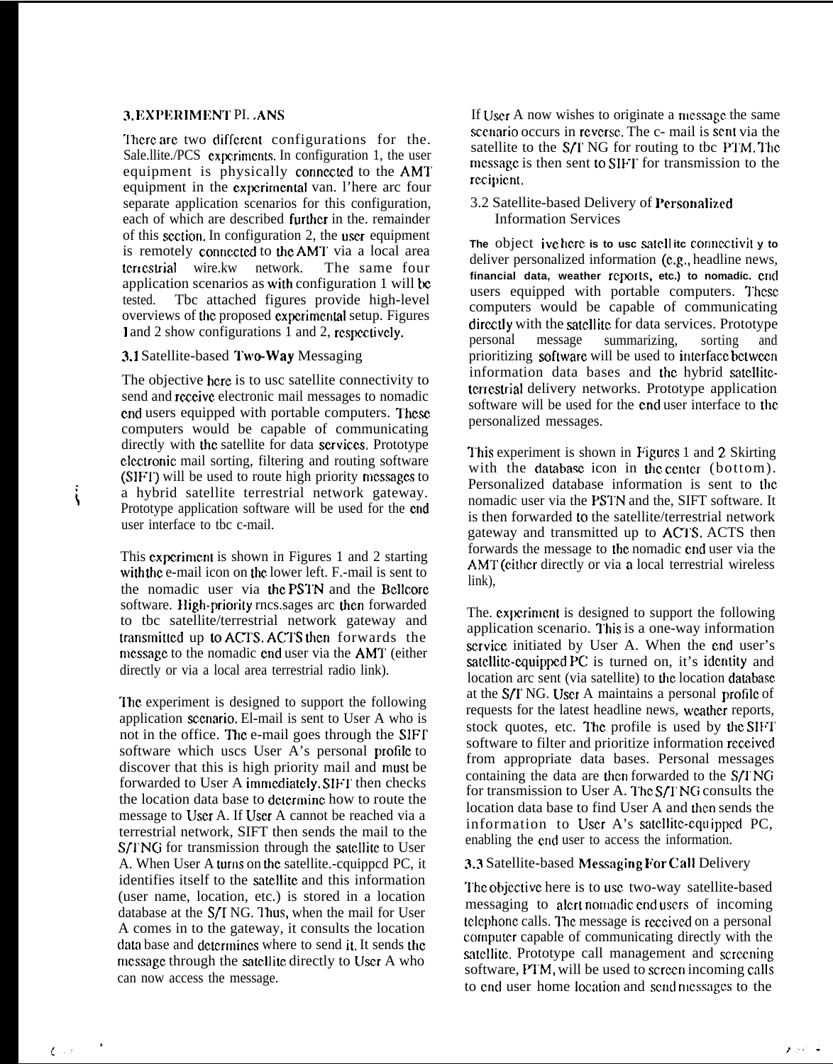## 3. EXPERIMENT PLANS

There are two different configurations for the. Satellite/PCS experiments. In configuration 1, the user equipment is physically connected to the AMT equipment in the experimental van. There are four separate application scenarios for this configuration, each of which are described further in the. remainder of this section. In configuration 2, the user equipment is remotely connected to the AMT via a local area terrestrial wireless network. The same four application scenarios as with configuration 1 will be tested. The attached figures provide high-level overviews of the proposed experimental setup. Figures 1 and 2 show configurations 1 and 2, respectively.

### 3.1 Satellite-based Two-Way Messaging

The objective here is to use satellite connectivity to send and receive electronic mail messages to nomadic end users equipped with portable computers. These computers would be capable of communicating directly with the satellite for data services. Prototype electronic mail sorting, filtering and routing software (SIFT) will be used to route high priority messages to a hybrid satellite terrestrial network gateway. Prototype application software will be used for the end user interface to the e-mail.

This experiment is shown in Figures 1 and 2 starting with the e-mail icon on the lower left. E-mail is sent to the nomadic user via the PSTN and the Bellcore software. High-priority messages are then forwarded to the satellite/terrestrial network gateway and transmitted up to ACTS. ACTS then forwards the message to the nomadic end user via the AMT (either directly or via a local area terrestrial radio link).

The experiment is designed to support the following application scenario. E-mail is sent to User A who is not in the office. The e-mail goes through the SIFT software which uses User A's personal profile to discover that this is high priority mail and must be forwarded to User A immediately. SIFT then checks the location data base to determine how to route the message to User A. If User A cannot be reached via a terrestrial network, SIFT then sends the mail to the S/T NG for transmission through the satellite to User A. When User A turns on the satellite.-equipped PC, it identifies itself to the satellite and this information (user name, location, etc.) is stored in a location database at the S/T NG. Thus, when the mail for User A comes in to the gateway, it consults the location data base and determines where to send it. It sends the message through the satellite directly to User A who can now access the message.

If User A now wishes to originate a message the same scenario occurs in reverse. The e- mail is sent via the satellite to the S/T NG for routing to the PTM. The message is then sent to SIFT for transmission to the recipient.

### 3.2 Satellite-based Delivery of Personalized Information Services

The objective here is to use satellite connectivity to deliver personalized information (e.g., headline news, financial data, weather reports, etc.) to nomadic. end users equipped with portable computers. These computers would be capable of communicating directly with the satellite for data services. Prototype personal message summarizing, sorting and prioritizing software will be used to interface between information data bases and the hybrid satellite-terrestrial delivery networks. Prototype application software will be used for the end user interface to the personalized messages.

This experiment is shown in Figures 1 and 2 Skirting with the database icon in the center (bottom). Personalized database information is sent to the nomadic user via the PSTN and the, SIFT software. It is then forwarded to the satellite/terrestrial network gateway and transmitted up to ACTS. ACTS then forwards the message to the nomadic end user via the AMT (either directly or via a local terrestrial wireless link),

The. experiment is designed to support the following application scenario. This is a one-way information service initiated by User A. When the end user's satellite-equipped PC is turned on, it's identity and location are sent (via satellite) to the location database at the S/T NG. User A maintains a personal profile of requests for the latest headline news, weather reports, stock quotes, etc. The profile is used by the SIFT software to filter and prioritize information received from appropriate data bases. Personal messages containing the data are then forwarded to the S/T NG for transmission to User A. The S/T NG consults the location data base to find User A and then sends the information to User A's satellite-equipped PC, enabling the end user to access the information.

### 3.3 Satellite-based Messaging For Call Delivery

The objective here is to use two-way satellite-based messaging to alert nomadic end users of incoming telephone calls. The message is received on a personal computer capable of communicating directly with the satellite. Prototype call management and screening software, PTM, will be used to screen incoming calls to end user home location and send messages to the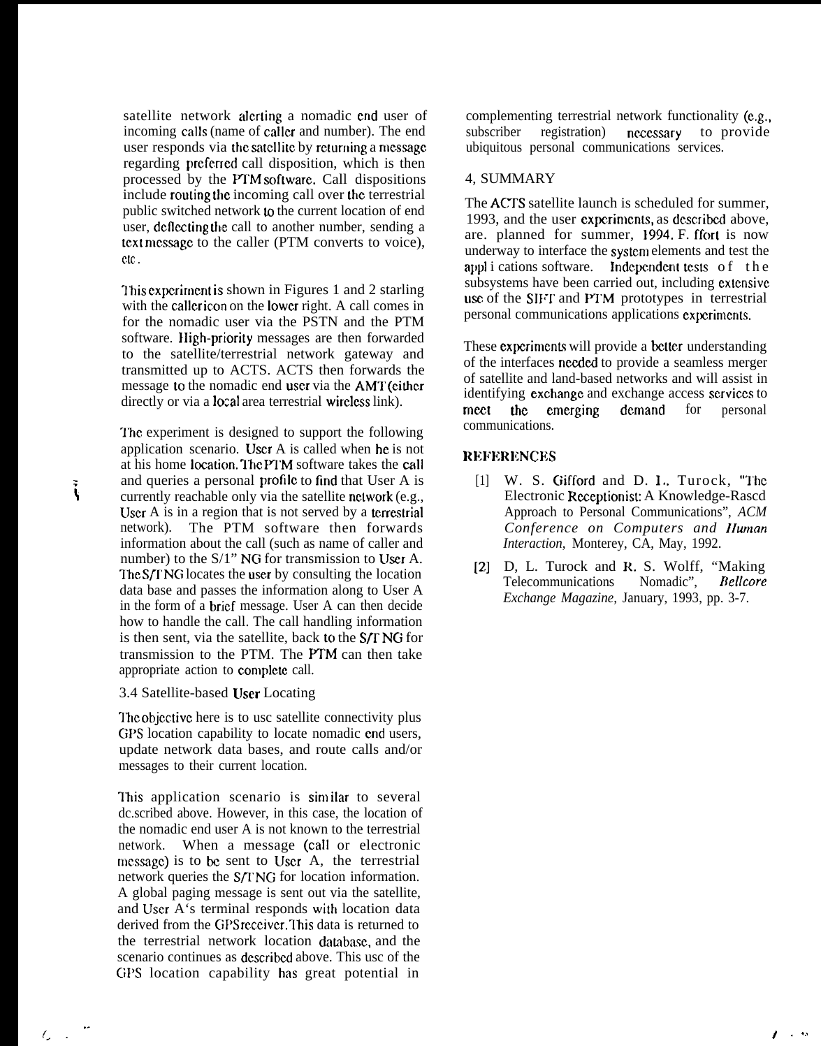satellite network alerting a nomadic end user of incoming calls (name of caller and number). The end user responds via the satellite by returning a message regarding preferred call disposition, which is then processed by the PTM software. Call dispositions include routing the incoming call over the terrestrial public switched network to the current location of end user, deflecting the call to another number, sending a text message to the caller (PTM converts to voice), etc.

This experiment is shown in Figures 1 and 2 starling with the caller icon on the lower right. A call comes in for the nomadic user via the PSTN and the PTM software. High-priority messages are then forwarded to the satellite/terrestrial network gateway and transmitted up to ACTS. ACTS then forwards the message to the nomadic end user via the AMT (either directly or via a local area terrestrial wireless link).

The experiment is designed to support the following application scenario. User A is called when he is not at his home location. The PTM software takes the call and queries a personal profile to find that User A is currently reachable only via the satellite network (e.g., User A is in a region that is not served by a terrestrial network). The PTM software then forwards information about the call (such as name of caller and number) to the S/1" NG for transmission to User A. The S/TNG locates the user by consulting the location data base and passes the information along to User A in the form of a brief message. User A can then decide how to handle the call. The call handling information is then sent, via the satellite, back to the S/T NG for transmission to the PTM. The PTM can then take appropriate action to complete call.

### 3.4 Satellite-based User Locating

The objective here is to usc satellite connectivity plus GPS location capability to locate nomadic end users, update network data bases, and route calls and/or messages to their current location.

This application scenario is similar to several dc.scribed above. However, in this case, the location of the nomadic end user A is not known to the terrestrial network. When a message (call or electronic message) is to be sent to User A, the terrestrial network queries the S/TNG for location information. A global paging message is sent out via the satellite, and User A's terminal responds with location data derived from the GPS receiver. This data is returned to the terrestrial network location database, and the scenario continues as described above. This usc of the GPS location capability has great potential in complementing terrestrial network functionality (e.g., subscriber registration) necessary to provide ubiquitous personal communications services.

## 4, SUMMARY

The ACTS satellite launch is scheduled for summer, 1993, and the user experiments, as described above, are. planned for summer, 1994. F. ffort is now underway to interface the system elements and test the appl i cations software. Independent tests of the subsystems have been carried out, including extensive usc of the SIFT and PTM prototypes in terrestrial personal communications applications experiments.

These experiments will provide a better understanding of the interfaces needed to provide a seamless merger of satellite and land-based networks and will assist in identifying exchange and exchange access services to meet the emerging demand for personal communications.

## REFERENCES

[1] W. S. Gifford and D. L. Turock, "The Electronic Receptionist: A Knowledge-Rascd Approach to Personal Communications", *ACM Conference on Computers and Human Interaction,* Monterey, CA, May, 1992.

[2] D, L. Turock and R. S. Wolff, "Making Telecommunications Nomadic", *Bellcore Exchange Magazine,* January, 1993, pp. 3-7.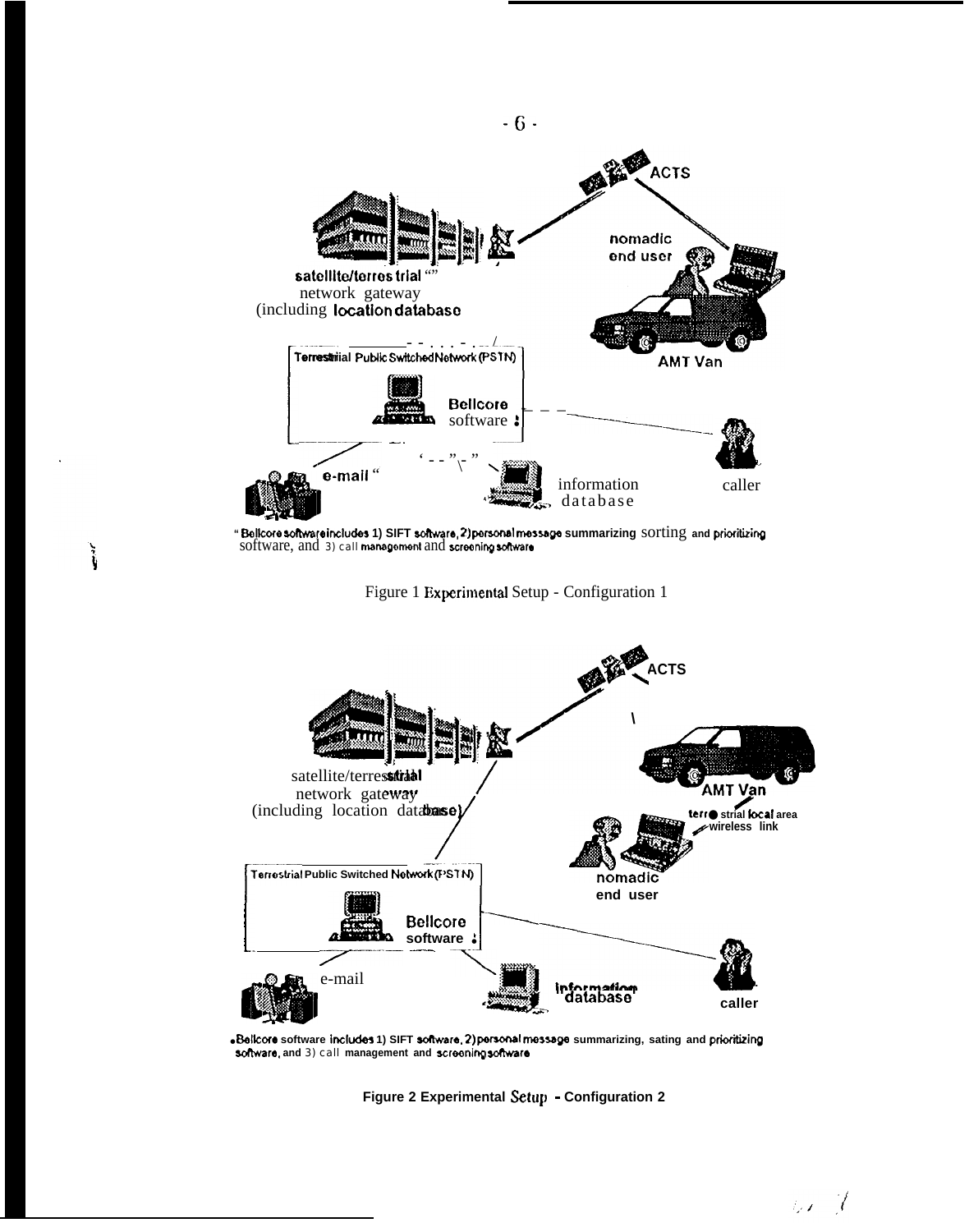ACTS

nomadic end user

satellite/terrestrial network gateway (including location database)

Terrestrial Public Switched Network (PSTN)

AMT Van

Bellcore software *

e-mail *

information database

caller

* Bellcore software includes 1) SIFT software, 2) personal message summarizing sorting and prioritizing software, and 3) call management and screening software

Figure 1 Experimental Setup - Configuration 1

ACTS

satellite/terrestrial network gateway (including location database)

AMT Van

terrestrial local area wireless link

nomadic end user

Terrestrial Public Switched Network (PSTN)

Bellcore software *

e-mail

information database

caller

* Bellcore software includes 1) SIFT software, 2) personal message summarizing, sating and prioritizing software, and 3) call management and screening software

**Figure 2 Experimental Setup - Configuration 2**